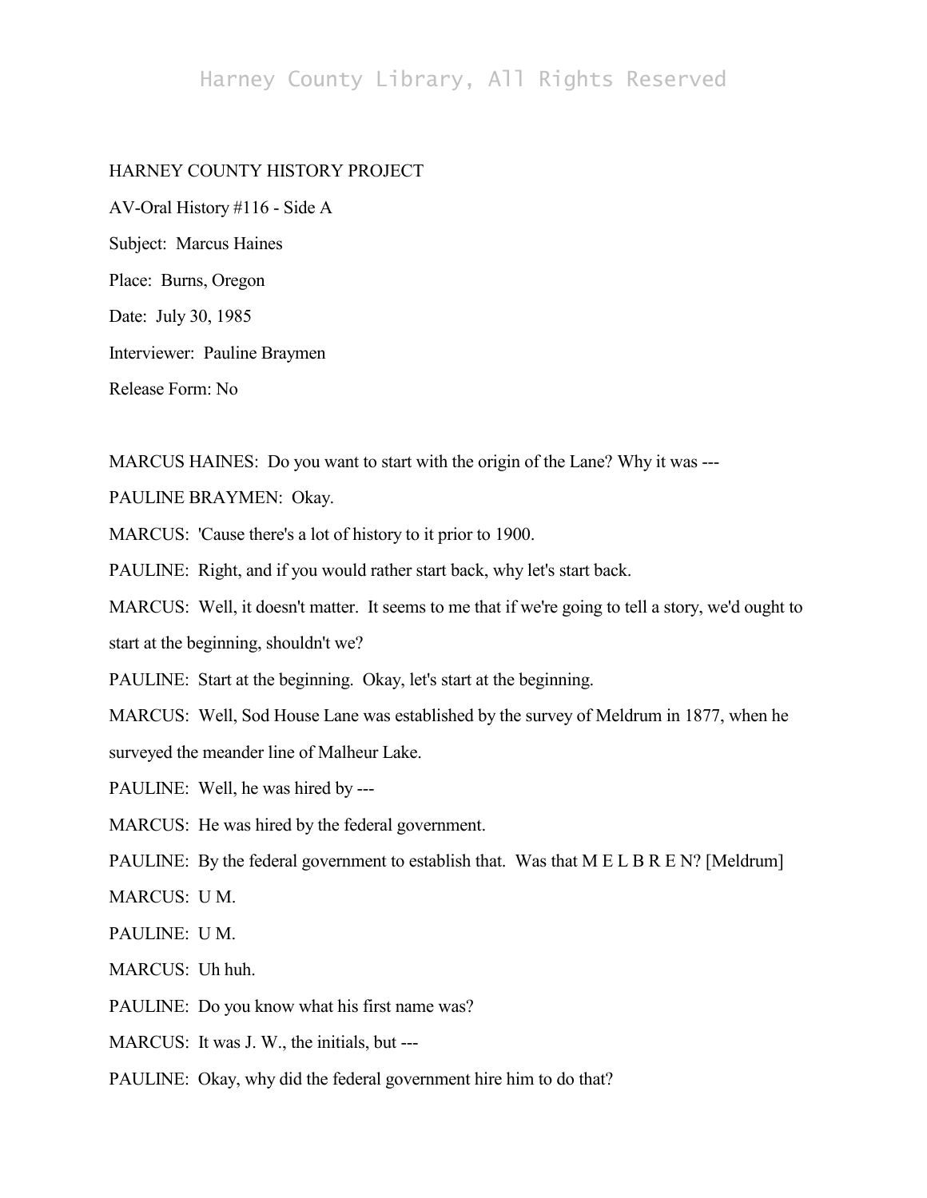HARNEY COUNTY HISTORY PROJECT

AV-Oral History #116 - Side A

Subject: Marcus Haines

Place: Burns, Oregon

Date: July 30, 1985

Interviewer: Pauline Braymen

Release Form: No

MARCUS HAINES: Do you want to start with the origin of the Lane? Why it was ---

PAULINE BRAYMEN: Okay.

MARCUS: 'Cause there's a lot of history to it prior to 1900.

PAULINE: Right, and if you would rather start back, why let's start back.

MARCUS: Well, it doesn't matter. It seems to me that if we're going to tell a story, we'd ought to start at the beginning, shouldn't we?

PAULINE: Start at the beginning. Okay, let's start at the beginning.

MARCUS: Well, Sod House Lane was established by the survey of Meldrum in 1877, when he surveyed the meander line of Malheur Lake.

PAULINE: Well, he was hired by ---

MARCUS: He was hired by the federal government.

PAULINE: By the federal government to establish that. Was that M E L B R E N? [Meldrum]

MARCUS: U M.

PAULINE: U M.

MARCUS: Uh huh.

PAULINE: Do you know what his first name was?

MARCUS: It was J. W., the initials, but ---

PAULINE: Okay, why did the federal government hire him to do that?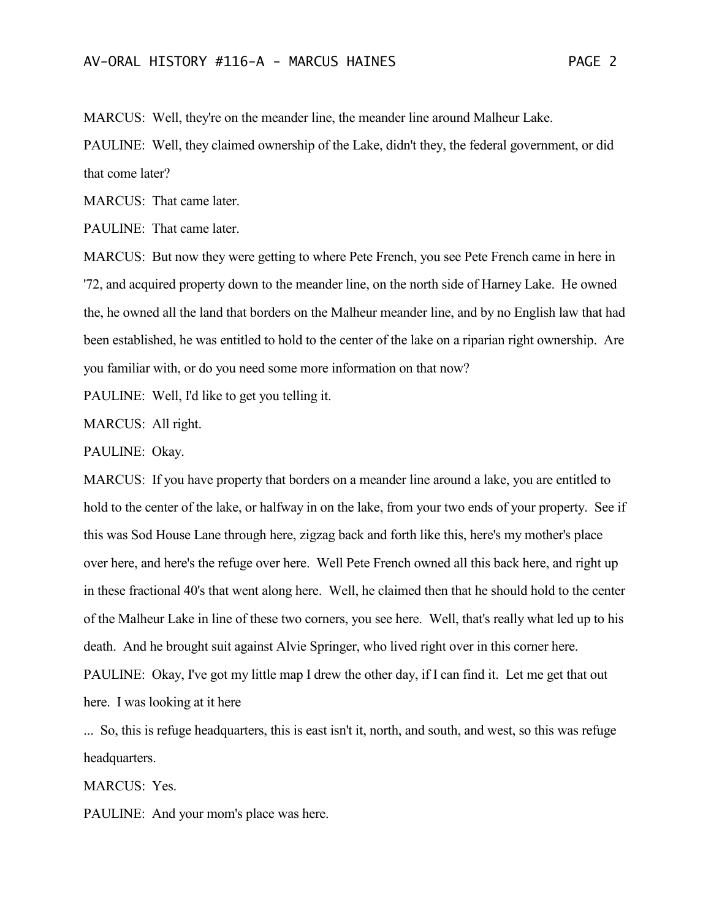MARCUS: Well, they're on the meander line, the meander line around Malheur Lake.

PAULINE: Well, they claimed ownership of the Lake, didn't they, the federal government, or did that come later?

MARCUS: That came later.

PAULINE: That came later.

MARCUS: But now they were getting to where Pete French, you see Pete French came in here in '72, and acquired property down to the meander line, on the north side of Harney Lake. He owned the, he owned all the land that borders on the Malheur meander line, and by no English law that had been established, he was entitled to hold to the center of the lake on a riparian right ownership. Are you familiar with, or do you need some more information on that now?

PAULINE: Well, I'd like to get you telling it.

MARCUS: All right.

PAULINE: Okay.

MARCUS: If you have property that borders on a meander line around a lake, you are entitled to hold to the center of the lake, or halfway in on the lake, from your two ends of your property. See if this was Sod House Lane through here, zigzag back and forth like this, here's my mother's place over here, and here's the refuge over here. Well Pete French owned all this back here, and right up in these fractional 40's that went along here. Well, he claimed then that he should hold to the center of the Malheur Lake in line of these two corners, you see here. Well, that's really what led up to his death. And he brought suit against Alvie Springer, who lived right over in this corner here.

PAULINE: Okay, I've got my little map I drew the other day, if I can find it. Let me get that out here. I was looking at it here

... So, this is refuge headquarters, this is east isn't it, north, and south, and west, so this was refuge headquarters.

MARCUS: Yes.

PAULINE: And your mom's place was here.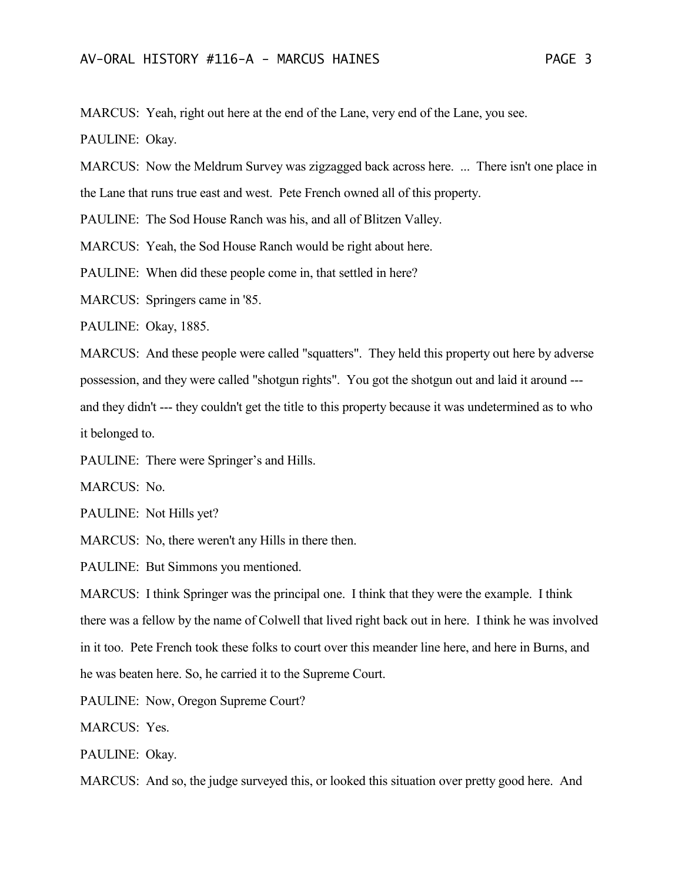MARCUS: Yeah, right out here at the end of the Lane, very end of the Lane, you see.

PAULINE: Okay.

MARCUS: Now the Meldrum Survey was zigzagged back across here. ... There isn't one place in the Lane that runs true east and west. Pete French owned all of this property.

PAULINE: The Sod House Ranch was his, and all of Blitzen Valley.

MARCUS: Yeah, the Sod House Ranch would be right about here.

PAULINE: When did these people come in, that settled in here?

MARCUS: Springers came in '85.

PAULINE: Okay, 1885.

MARCUS: And these people were called "squatters". They held this property out here by adverse possession, and they were called "shotgun rights". You got the shotgun out and laid it around --- and they didn't --- they couldn't get the title to this property because it was undetermined as to who it belonged to.

PAULINE: There were Springer's and Hills.

MARCUS: No.

PAULINE: Not Hills yet?

MARCUS: No, there weren't any Hills in there then.

PAULINE: But Simmons you mentioned.

MARCUS: I think Springer was the principal one. I think that they were the example. I think there was a fellow by the name of Colwell that lived right back out in here. I think he was involved in it too. Pete French took these folks to court over this meander line here, and here in Burns, and he was beaten here. So, he carried it to the Supreme Court.

PAULINE: Now, Oregon Supreme Court?

MARCUS: Yes.

PAULINE: Okay.

MARCUS: And so, the judge surveyed this, or looked this situation over pretty good here. And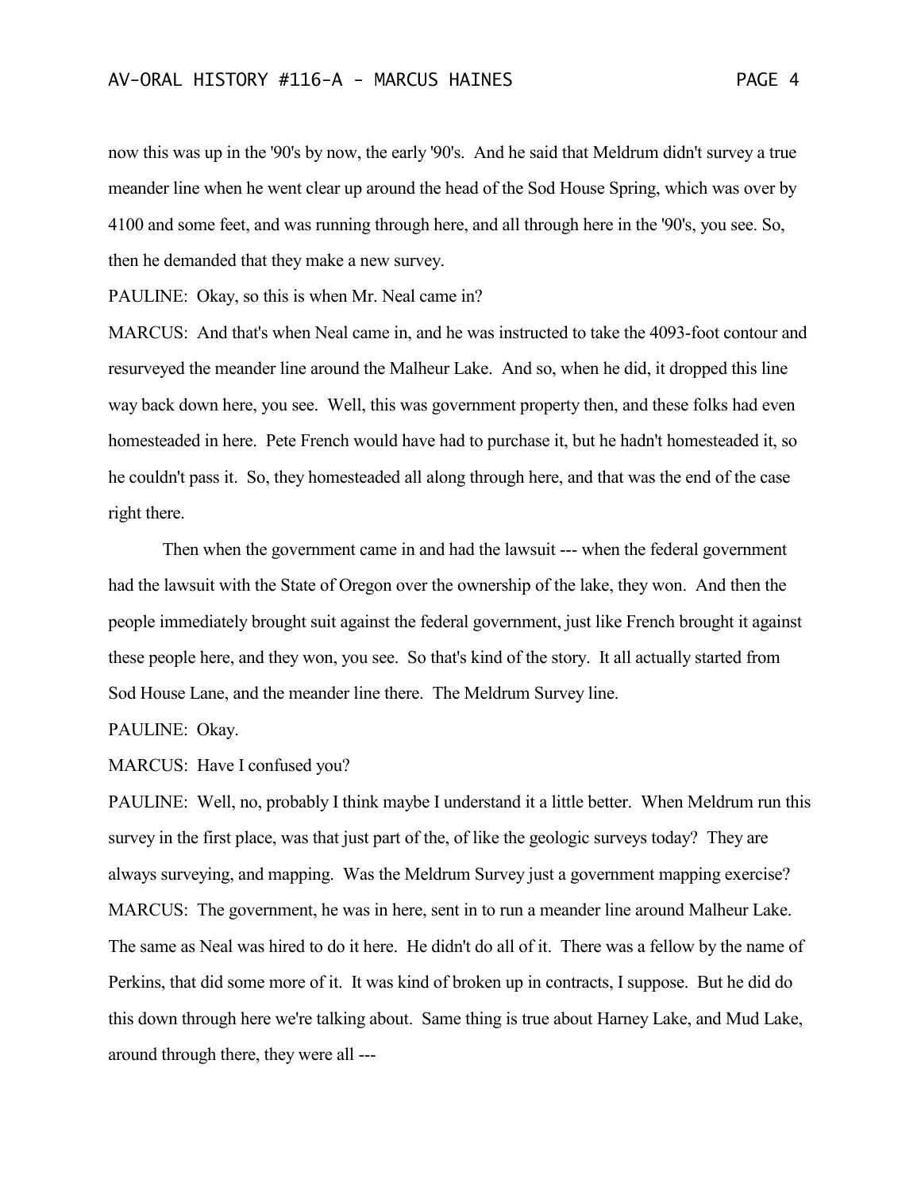now this was up in the '90's by now, the early '90's. And he said that Meldrum didn't survey a true meander line when he went clear up around the head of the Sod House Spring, which was over by 4100 and some feet, and was running through here, and all through here in the '90's, you see. So, then he demanded that they make a new survey.

PAULINE: Okay, so this is when Mr. Neal came in?

MARCUS: And that's when Neal came in, and he was instructed to take the 4093-foot contour and resurveyed the meander line around the Malheur Lake. And so, when he did, it dropped this line way back down here, you see. Well, this was government property then, and these folks had even homesteaded in here. Pete French would have had to purchase it, but he hadn't homesteaded it, so he couldn't pass it. So, they homesteaded all along through here, and that was the end of the case right there.

Then when the government came in and had the lawsuit --- when the federal government had the lawsuit with the State of Oregon over the ownership of the lake, they won. And then the people immediately brought suit against the federal government, just like French brought it against these people here, and they won, you see. So that's kind of the story. It all actually started from Sod House Lane, and the meander line there. The Meldrum Survey line.

PAULINE: Okay.

MARCUS: Have I confused you?

PAULINE: Well, no, probably I think maybe I understand it a little better. When Meldrum run this survey in the first place, was that just part of the, of like the geologic surveys today? They are always surveying, and mapping. Was the Meldrum Survey just a government mapping exercise?

MARCUS: The government, he was in here, sent in to run a meander line around Malheur Lake. The same as Neal was hired to do it here. He didn't do all of it. There was a fellow by the name of Perkins, that did some more of it. It was kind of broken up in contracts, I suppose. But he did do this down through here we're talking about. Same thing is true about Harney Lake, and Mud Lake, around through there, they were all ---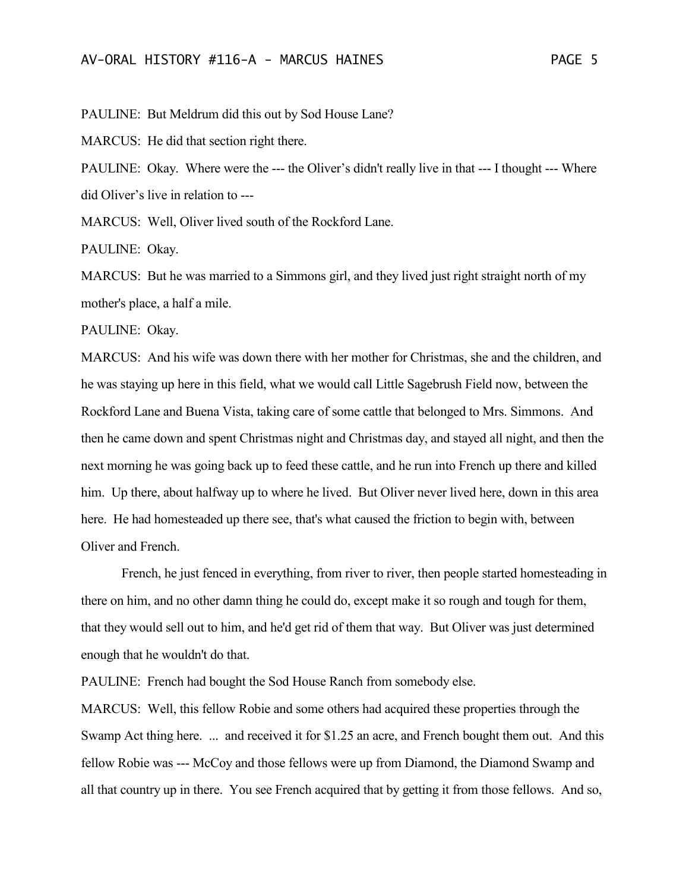PAULINE: But Meldrum did this out by Sod House Lane?

MARCUS: He did that section right there.

PAULINE: Okay. Where were the --- the Oliver's didn't really live in that --- I thought --- Where did Oliver's live in relation to ---

MARCUS: Well, Oliver lived south of the Rockford Lane.

PAULINE: Okay.

MARCUS: But he was married to a Simmons girl, and they lived just right straight north of my mother's place, a half a mile.

PAULINE: Okay.

MARCUS: And his wife was down there with her mother for Christmas, she and the children, and he was staying up here in this field, what we would call Little Sagebrush Field now, between the Rockford Lane and Buena Vista, taking care of some cattle that belonged to Mrs. Simmons. And then he came down and spent Christmas night and Christmas day, and stayed all night, and then the next morning he was going back up to feed these cattle, and he run into French up there and killed him. Up there, about halfway up to where he lived. But Oliver never lived here, down in this area here. He had homesteaded up there see, that's what caused the friction to begin with, between Oliver and French.

French, he just fenced in everything, from river to river, then people started homesteading in there on him, and no other damn thing he could do, except make it so rough and tough for them, that they would sell out to him, and he'd get rid of them that way. But Oliver was just determined enough that he wouldn't do that.

PAULINE: French had bought the Sod House Ranch from somebody else.

MARCUS: Well, this fellow Robie and some others had acquired these properties through the Swamp Act thing here. ... and received it for $1.25 an acre, and French bought them out. And this fellow Robie was --- McCoy and those fellows were up from Diamond, the Diamond Swamp and all that country up in there. You see French acquired that by getting it from those fellows. And so,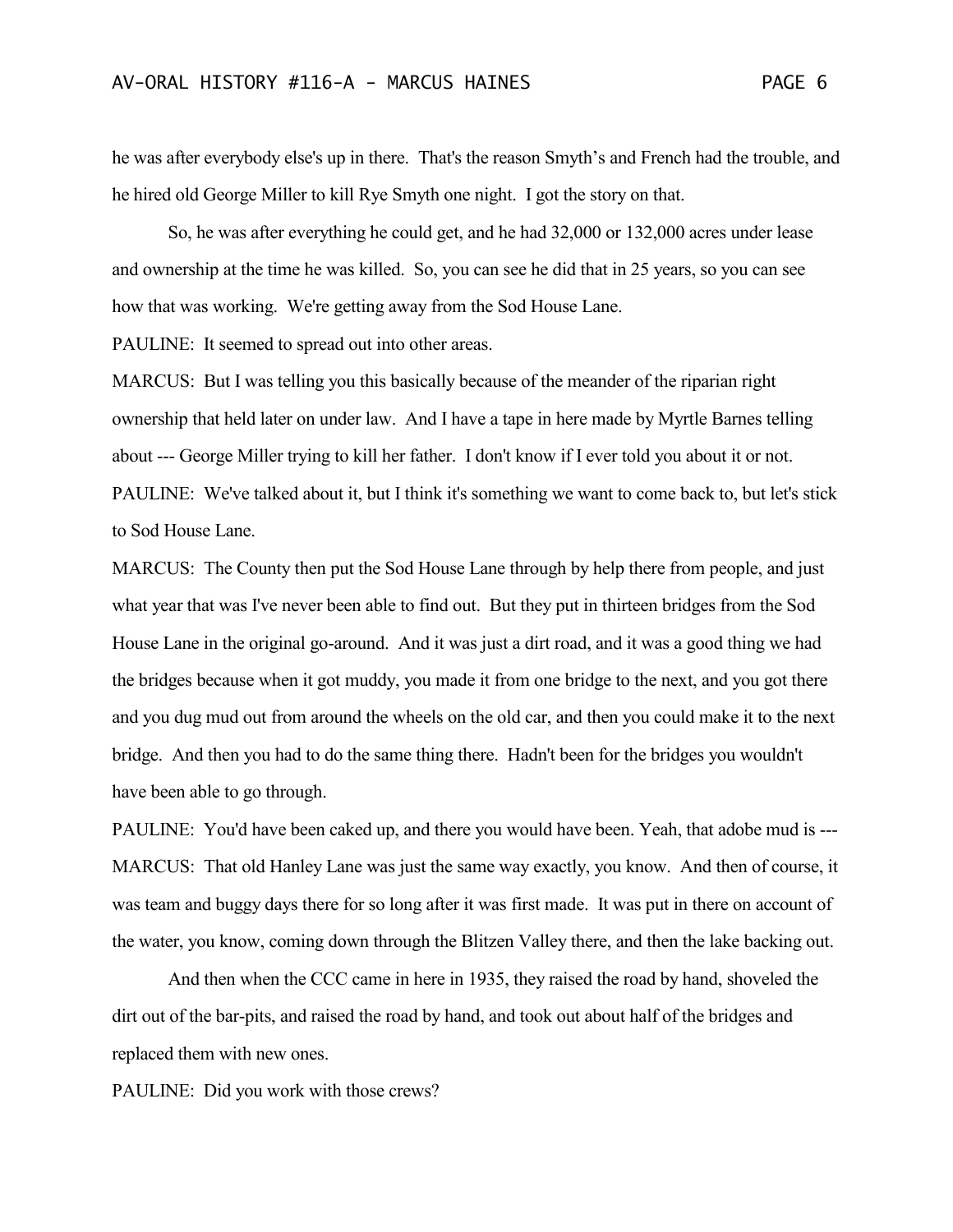he was after everybody else's up in there. That's the reason Smyth's and French had the trouble, and he hired old George Miller to kill Rye Smyth one night. I got the story on that.

So, he was after everything he could get, and he had 32,000 or 132,000 acres under lease and ownership at the time he was killed. So, you can see he did that in 25 years, so you can see how that was working. We're getting away from the Sod House Lane.

PAULINE: It seemed to spread out into other areas.

MARCUS: But I was telling you this basically because of the meander of the riparian right ownership that held later on under law. And I have a tape in here made by Myrtle Barnes telling about --- George Miller trying to kill her father. I don't know if I ever told you about it or not.

PAULINE: We've talked about it, but I think it's something we want to come back to, but let's stick to Sod House Lane.

MARCUS: The County then put the Sod House Lane through by help there from people, and just what year that was I've never been able to find out. But they put in thirteen bridges from the Sod House Lane in the original go-around. And it was just a dirt road, and it was a good thing we had the bridges because when it got muddy, you made it from one bridge to the next, and you got there and you dug mud out from around the wheels on the old car, and then you could make it to the next bridge. And then you had to do the same thing there. Hadn't been for the bridges you wouldn't have been able to go through.

PAULINE: You'd have been caked up, and there you would have been. Yeah, that adobe mud is ---

MARCUS: That old Hanley Lane was just the same way exactly, you know. And then of course, it was team and buggy days there for so long after it was first made. It was put in there on account of the water, you know, coming down through the Blitzen Valley there, and then the lake backing out.

And then when the CCC came in here in 1935, they raised the road by hand, shoveled the dirt out of the bar-pits, and raised the road by hand, and took out about half of the bridges and replaced them with new ones.

PAULINE: Did you work with those crews?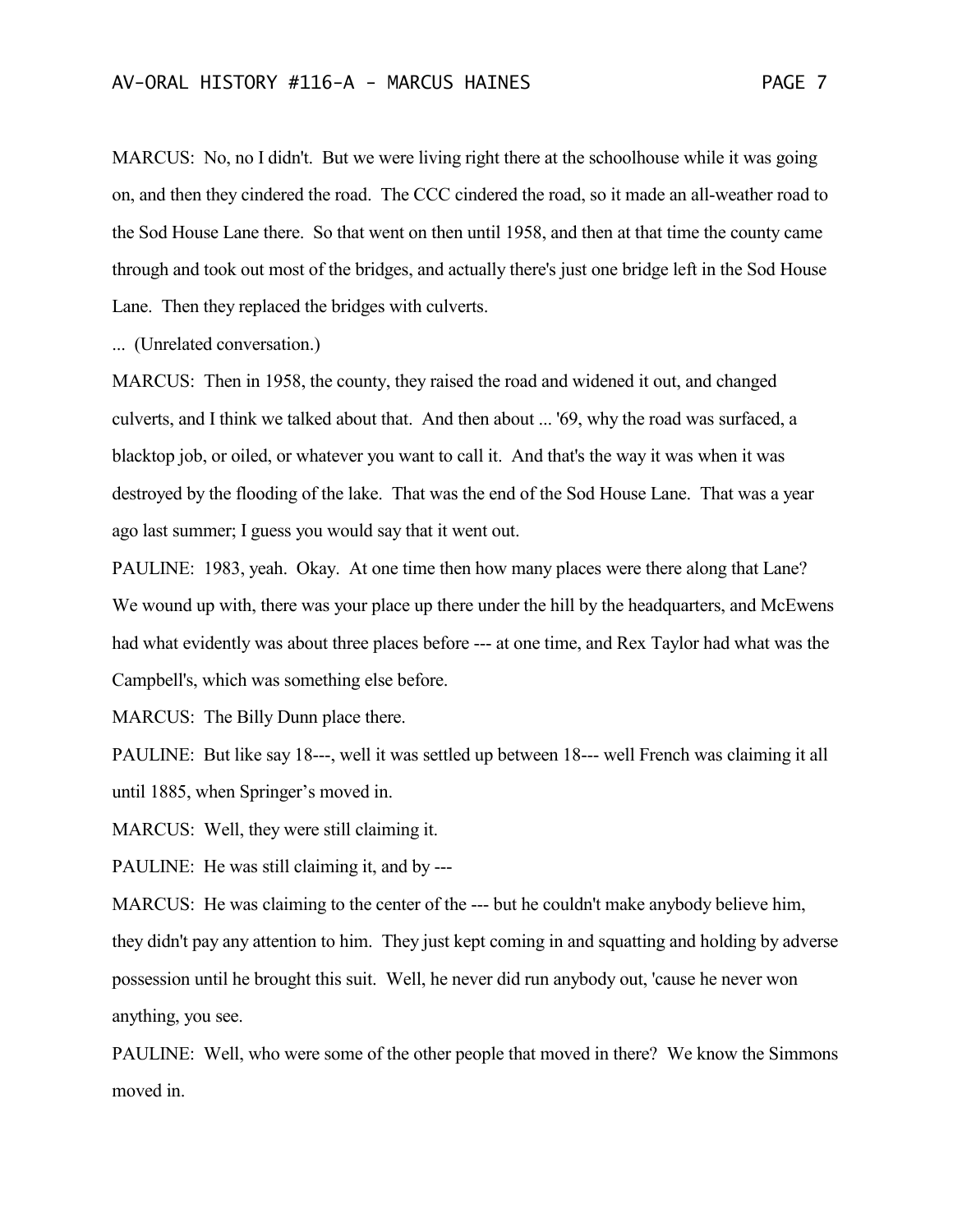MARCUS: No, no I didn't. But we were living right there at the schoolhouse while it was going on, and then they cindered the road. The CCC cindered the road, so it made an all-weather road to the Sod House Lane there. So that went on then until 1958, and then at that time the county came through and took out most of the bridges, and actually there's just one bridge left in the Sod House Lane. Then they replaced the bridges with culverts.

... (Unrelated conversation.)

MARCUS: Then in 1958, the county, they raised the road and widened it out, and changed culverts, and I think we talked about that. And then about ... '69, why the road was surfaced, a blacktop job, or oiled, or whatever you want to call it. And that's the way it was when it was destroyed by the flooding of the lake. That was the end of the Sod House Lane. That was a year ago last summer; I guess you would say that it went out.

PAULINE: 1983, yeah. Okay. At one time then how many places were there along that Lane? We wound up with, there was your place up there under the hill by the headquarters, and McEwens had what evidently was about three places before --- at one time, and Rex Taylor had what was the Campbell's, which was something else before.

MARCUS: The Billy Dunn place there.

PAULINE: But like say 18---, well it was settled up between 18--- well French was claiming it all until 1885, when Springer's moved in.

MARCUS: Well, they were still claiming it.

PAULINE: He was still claiming it, and by ---

MARCUS: He was claiming to the center of the --- but he couldn't make anybody believe him, they didn't pay any attention to him. They just kept coming in and squatting and holding by adverse possession until he brought this suit. Well, he never did run anybody out, 'cause he never won anything, you see.

PAULINE: Well, who were some of the other people that moved in there? We know the Simmons moved in.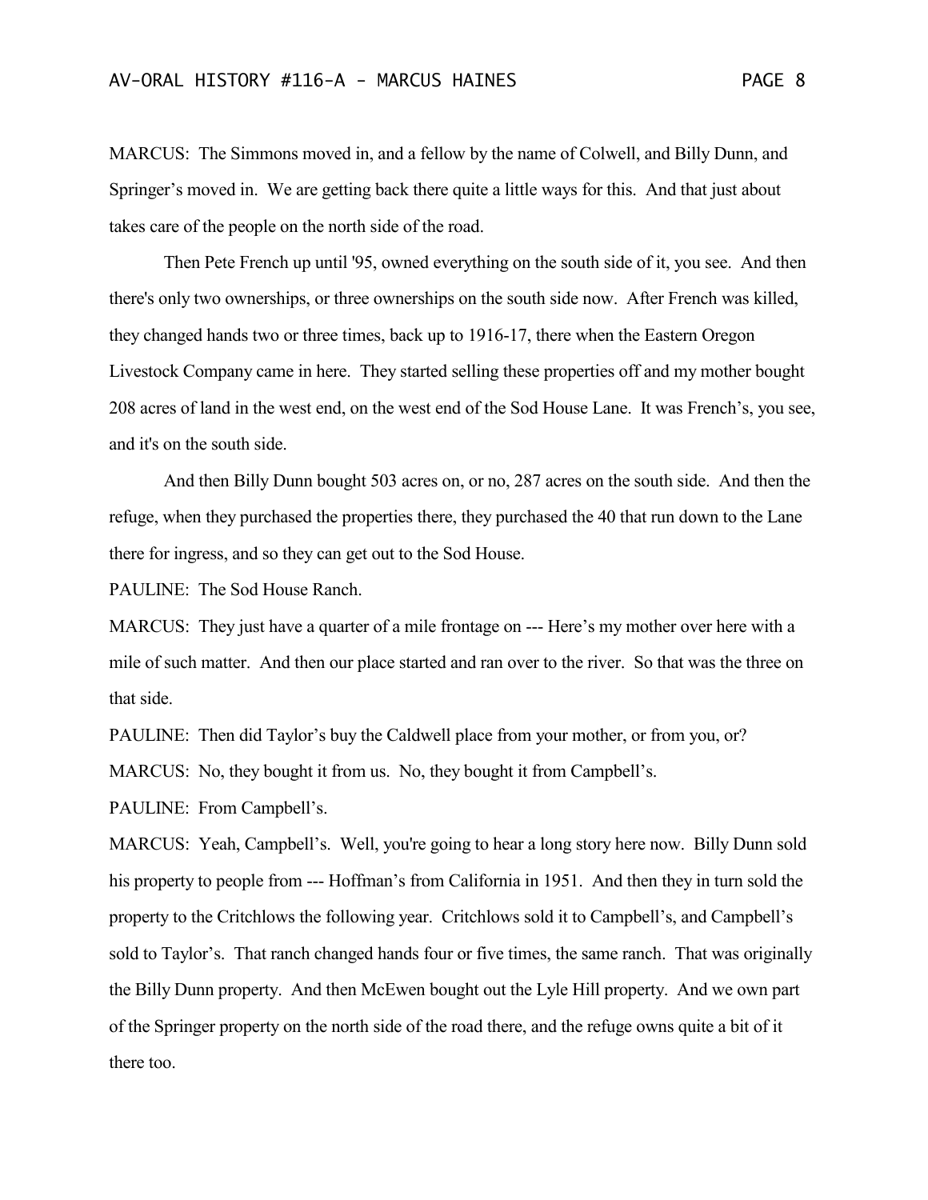MARCUS: The Simmons moved in, and a fellow by the name of Colwell, and Billy Dunn, and Springer's moved in. We are getting back there quite a little ways for this. And that just about takes care of the people on the north side of the road.

Then Pete French up until '95, owned everything on the south side of it, you see. And then there's only two ownerships, or three ownerships on the south side now. After French was killed, they changed hands two or three times, back up to 1916-17, there when the Eastern Oregon Livestock Company came in here. They started selling these properties off and my mother bought 208 acres of land in the west end, on the west end of the Sod House Lane. It was French's, you see, and it's on the south side.

And then Billy Dunn bought 503 acres on, or no, 287 acres on the south side. And then the refuge, when they purchased the properties there, they purchased the 40 that run down to the Lane there for ingress, and so they can get out to the Sod House.

PAULINE: The Sod House Ranch.

MARCUS: They just have a quarter of a mile frontage on --- Here's my mother over here with a mile of such matter. And then our place started and ran over to the river. So that was the three on that side.

PAULINE: Then did Taylor's buy the Caldwell place from your mother, or from you, or?

MARCUS: No, they bought it from us. No, they bought it from Campbell's.

PAULINE: From Campbell's.

MARCUS: Yeah, Campbell's. Well, you're going to hear a long story here now. Billy Dunn sold his property to people from --- Hoffman's from California in 1951. And then they in turn sold the property to the Critchlows the following year. Critchlows sold it to Campbell's, and Campbell's sold to Taylor's. That ranch changed hands four or five times, the same ranch. That was originally the Billy Dunn property. And then McEwen bought out the Lyle Hill property. And we own part of the Springer property on the north side of the road there, and the refuge owns quite a bit of it there too.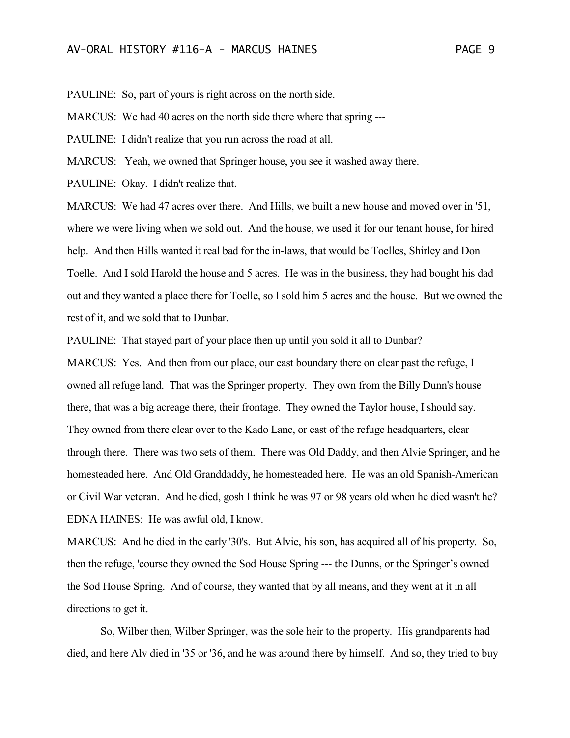PAULINE: So, part of yours is right across on the north side.

MARCUS: We had 40 acres on the north side there where that spring ---

PAULINE: I didn't realize that you run across the road at all.

MARCUS: Yeah, we owned that Springer house, you see it washed away there.

PAULINE: Okay. I didn't realize that.

MARCUS: We had 47 acres over there. And Hills, we built a new house and moved over in '51, where we were living when we sold out. And the house, we used it for our tenant house, for hired help. And then Hills wanted it real bad for the in-laws, that would be Toelles, Shirley and Don Toelle. And I sold Harold the house and 5 acres. He was in the business, they had bought his dad out and they wanted a place there for Toelle, so I sold him 5 acres and the house. But we owned the rest of it, and we sold that to Dunbar.

PAULINE: That stayed part of your place then up until you sold it all to Dunbar?

MARCUS: Yes. And then from our place, our east boundary there on clear past the refuge, I owned all refuge land. That was the Springer property. They own from the Billy Dunn's house there, that was a big acreage there, their frontage. They owned the Taylor house, I should say. They owned from there clear over to the Kado Lane, or east of the refuge headquarters, clear through there. There was two sets of them. There was Old Daddy, and then Alvie Springer, and he homesteaded here. And Old Granddaddy, he homesteaded here. He was an old Spanish-American or Civil War veteran. And he died, gosh I think he was 97 or 98 years old when he died wasn't he?

EDNA HAINES: He was awful old, I know.

MARCUS: And he died in the early '30's. But Alvie, his son, has acquired all of his property. So, then the refuge, 'course they owned the Sod House Spring --- the Dunns, or the Springer's owned the Sod House Spring. And of course, they wanted that by all means, and they went at it in all directions to get it.

So, Wilber then, Wilber Springer, was the sole heir to the property. His grandparents had died, and here Alv died in '35 or '36, and he was around there by himself. And so, they tried to buy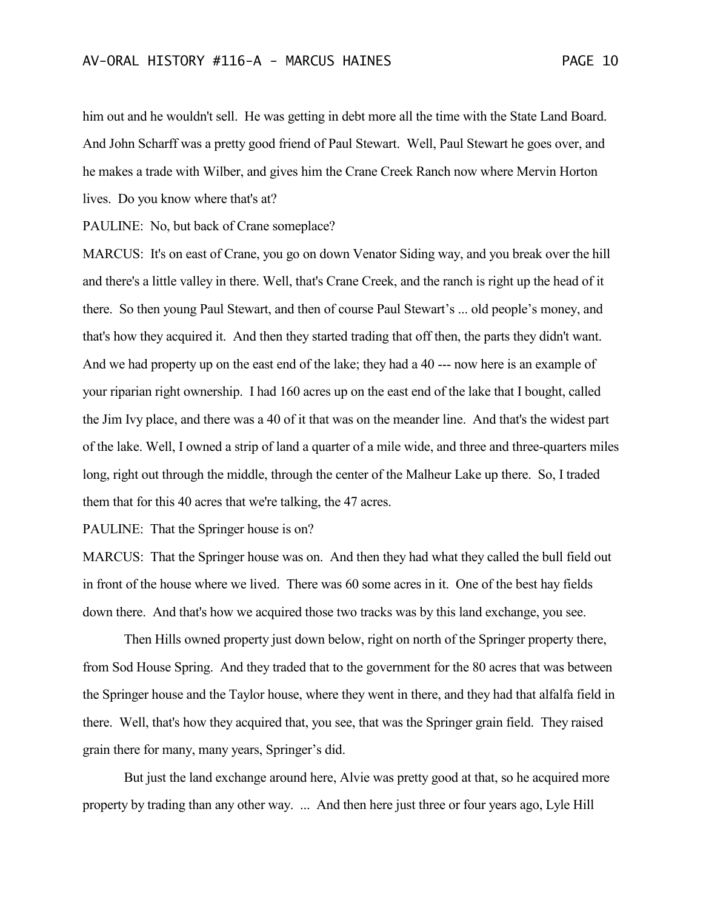him out and he wouldn't sell. He was getting in debt more all the time with the State Land Board. And John Scharff was a pretty good friend of Paul Stewart. Well, Paul Stewart he goes over, and he makes a trade with Wilber, and gives him the Crane Creek Ranch now where Mervin Horton lives. Do you know where that's at?

PAULINE: No, but back of Crane someplace?

MARCUS: It's on east of Crane, you go on down Venator Siding way, and you break over the hill and there's a little valley in there. Well, that's Crane Creek, and the ranch is right up the head of it there. So then young Paul Stewart, and then of course Paul Stewart's ... old people's money, and that's how they acquired it. And then they started trading that off then, the parts they didn't want. And we had property up on the east end of the lake; they had a 40 --- now here is an example of your riparian right ownership. I had 160 acres up on the east end of the lake that I bought, called the Jim Ivy place, and there was a 40 of it that was on the meander line. And that's the widest part of the lake. Well, I owned a strip of land a quarter of a mile wide, and three and three-quarters miles long, right out through the middle, through the center of the Malheur Lake up there. So, I traded them that for this 40 acres that we're talking, the 47 acres.

PAULINE: That the Springer house is on?

MARCUS: That the Springer house was on. And then they had what they called the bull field out in front of the house where we lived. There was 60 some acres in it. One of the best hay fields down there. And that's how we acquired those two tracks was by this land exchange, you see.

Then Hills owned property just down below, right on north of the Springer property there, from Sod House Spring. And they traded that to the government for the 80 acres that was between the Springer house and the Taylor house, where they went in there, and they had that alfalfa field in there. Well, that's how they acquired that, you see, that was the Springer grain field. They raised grain there for many, many years, Springer's did.

But just the land exchange around here, Alvie was pretty good at that, so he acquired more property by trading than any other way. ... And then here just three or four years ago, Lyle Hill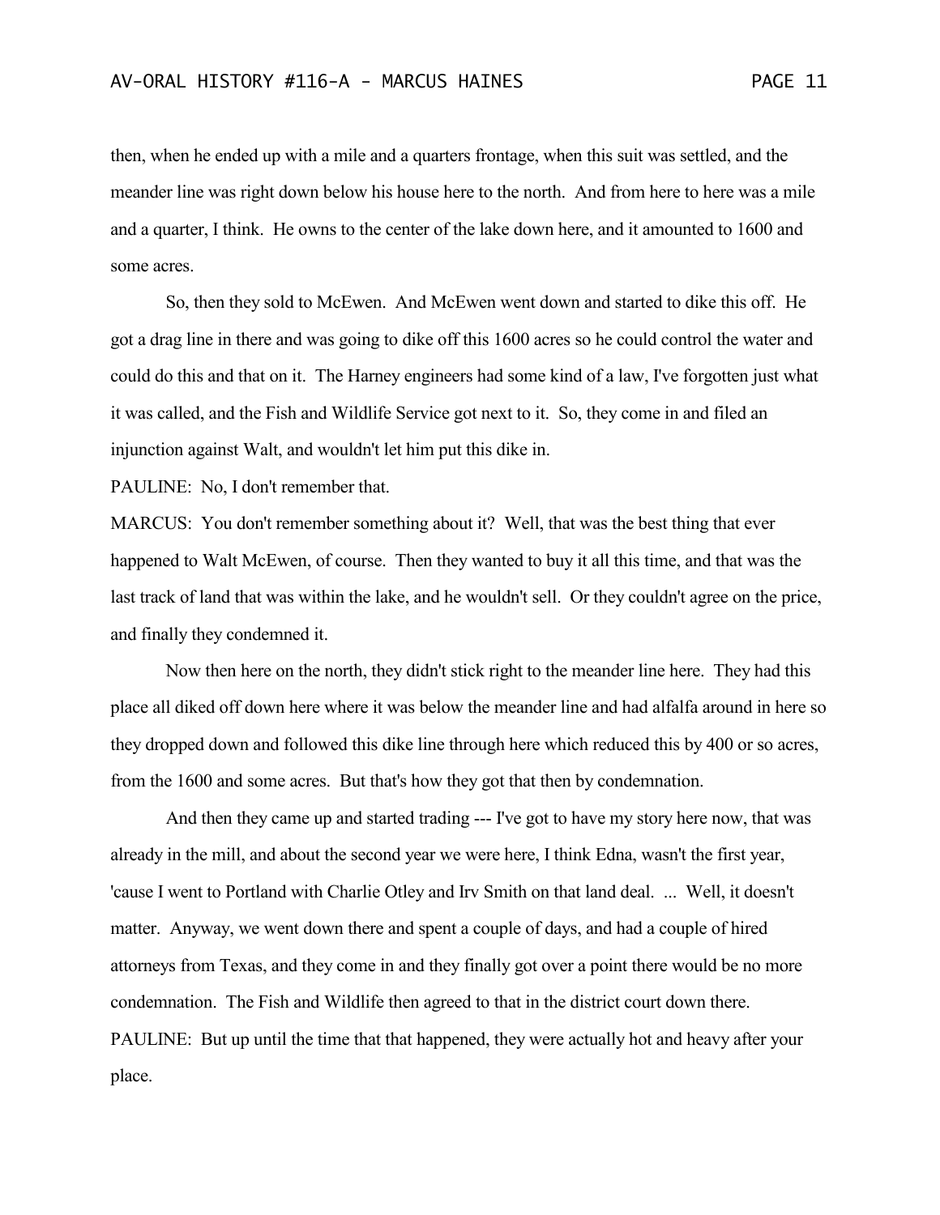then, when he ended up with a mile and a quarters frontage, when this suit was settled, and the meander line was right down below his house here to the north. And from here to here was a mile and a quarter, I think. He owns to the center of the lake down here, and it amounted to 1600 and some acres.

So, then they sold to McEwen. And McEwen went down and started to dike this off. He got a drag line in there and was going to dike off this 1600 acres so he could control the water and could do this and that on it. The Harney engineers had some kind of a law, I've forgotten just what it was called, and the Fish and Wildlife Service got next to it. So, they come in and filed an injunction against Walt, and wouldn't let him put this dike in.

PAULINE: No, I don't remember that.

MARCUS: You don't remember something about it? Well, that was the best thing that ever happened to Walt McEwen, of course. Then they wanted to buy it all this time, and that was the last track of land that was within the lake, and he wouldn't sell. Or they couldn't agree on the price, and finally they condemned it.

Now then here on the north, they didn't stick right to the meander line here. They had this place all diked off down here where it was below the meander line and had alfalfa around in here so they dropped down and followed this dike line through here which reduced this by 400 or so acres, from the 1600 and some acres. But that's how they got that then by condemnation.

And then they came up and started trading --- I've got to have my story here now, that was already in the mill, and about the second year we were here, I think Edna, wasn't the first year, 'cause I went to Portland with Charlie Otley and Irv Smith on that land deal. ... Well, it doesn't matter. Anyway, we went down there and spent a couple of days, and had a couple of hired attorneys from Texas, and they come in and they finally got over a point there would be no more condemnation. The Fish and Wildlife then agreed to that in the district court down there.

PAULINE: But up until the time that that happened, they were actually hot and heavy after your place.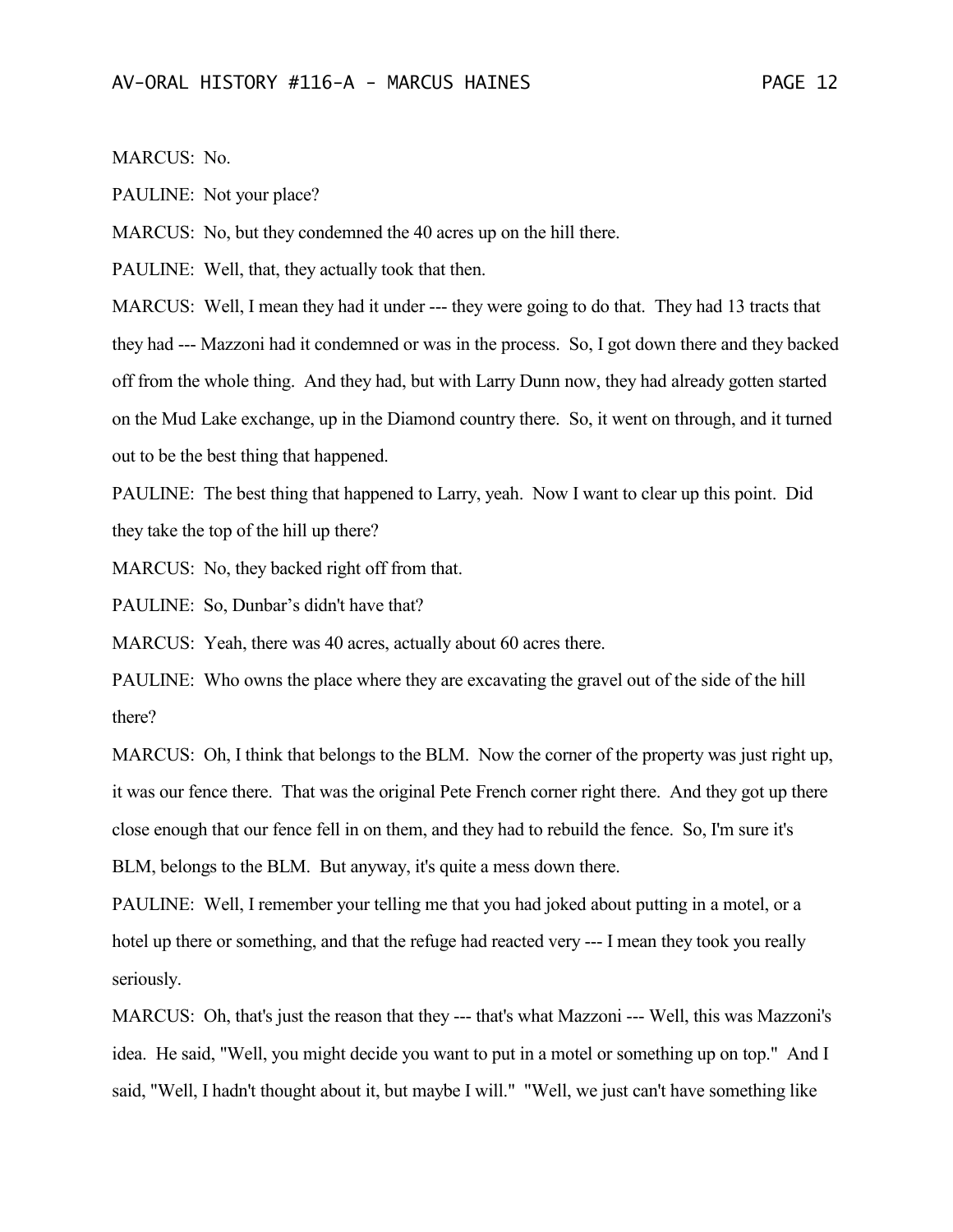MARCUS: No.

PAULINE: Not your place?

MARCUS: No, but they condemned the 40 acres up on the hill there.

PAULINE: Well, that, they actually took that then.

MARCUS: Well, I mean they had it under --- they were going to do that. They had 13 tracts that they had --- Mazzoni had it condemned or was in the process. So, I got down there and they backed off from the whole thing. And they had, but with Larry Dunn now, they had already gotten started on the Mud Lake exchange, up in the Diamond country there. So, it went on through, and it turned out to be the best thing that happened.

PAULINE: The best thing that happened to Larry, yeah. Now I want to clear up this point. Did they take the top of the hill up there?

MARCUS: No, they backed right off from that.

PAULINE: So, Dunbar's didn't have that?

MARCUS: Yeah, there was 40 acres, actually about 60 acres there.

PAULINE: Who owns the place where they are excavating the gravel out of the side of the hill there?

MARCUS: Oh, I think that belongs to the BLM. Now the corner of the property was just right up, it was our fence there. That was the original Pete French corner right there. And they got up there close enough that our fence fell in on them, and they had to rebuild the fence. So, I'm sure it's BLM, belongs to the BLM. But anyway, it's quite a mess down there.

PAULINE: Well, I remember your telling me that you had joked about putting in a motel, or a hotel up there or something, and that the refuge had reacted very --- I mean they took you really seriously.

MARCUS: Oh, that's just the reason that they --- that's what Mazzoni --- Well, this was Mazzoni's idea. He said, "Well, you might decide you want to put in a motel or something up on top." And I said, "Well, I hadn't thought about it, but maybe I will." "Well, we just can't have something like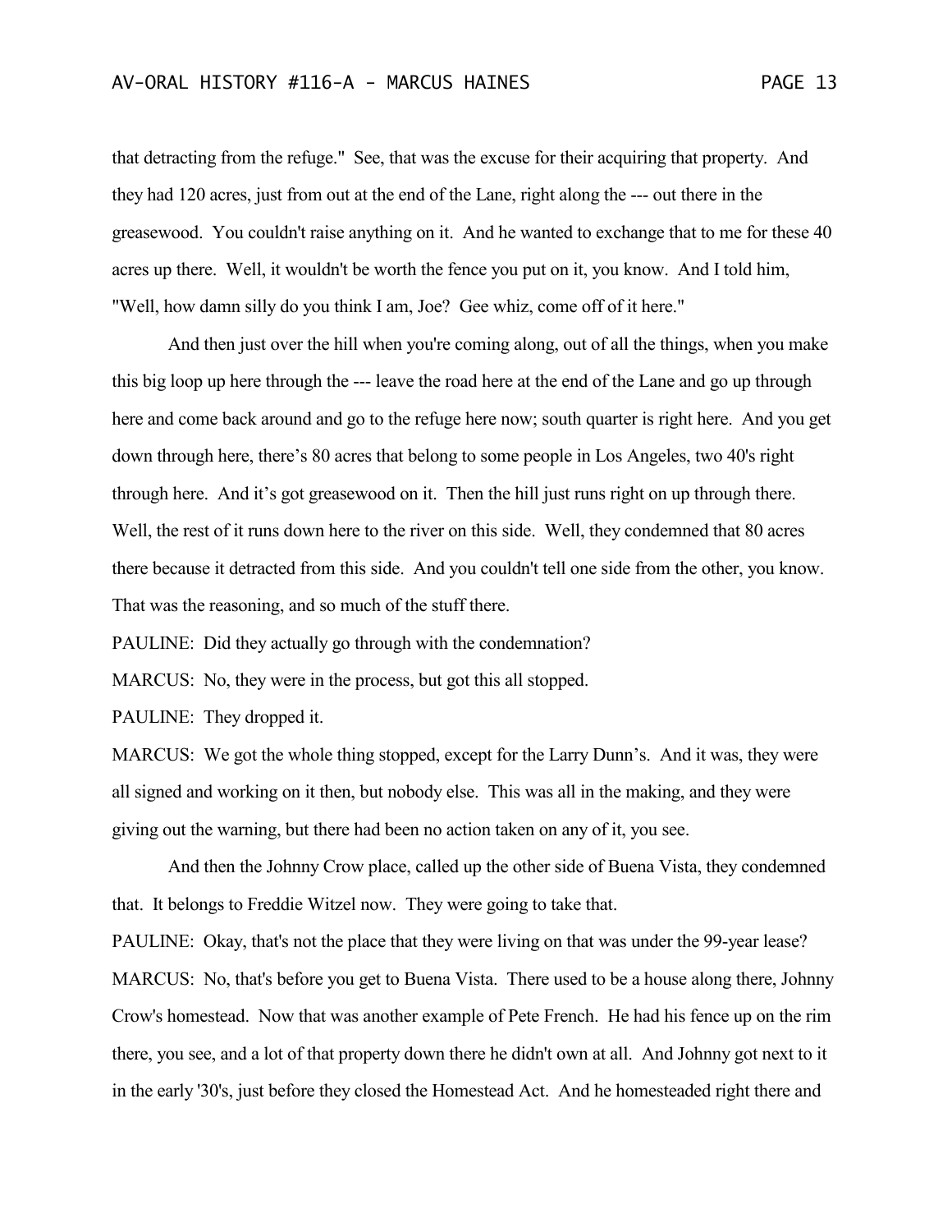that detracting from the refuge." See, that was the excuse for their acquiring that property. And they had 120 acres, just from out at the end of the Lane, right along the --- out there in the greasewood. You couldn't raise anything on it. And he wanted to exchange that to me for these 40 acres up there. Well, it wouldn't be worth the fence you put on it, you know. And I told him, "Well, how damn silly do you think I am, Joe? Gee whiz, come off of it here."

And then just over the hill when you're coming along, out of all the things, when you make this big loop up here through the --- leave the road here at the end of the Lane and go up through here and come back around and go to the refuge here now; south quarter is right here. And you get down through here, there's 80 acres that belong to some people in Los Angeles, two 40's right through here. And it's got greasewood on it. Then the hill just runs right on up through there. Well, the rest of it runs down here to the river on this side. Well, they condemned that 80 acres there because it detracted from this side. And you couldn't tell one side from the other, you know. That was the reasoning, and so much of the stuff there.

PAULINE: Did they actually go through with the condemnation?

MARCUS: No, they were in the process, but got this all stopped.

PAULINE: They dropped it.

MARCUS: We got the whole thing stopped, except for the Larry Dunn's. And it was, they were all signed and working on it then, but nobody else. This was all in the making, and they were giving out the warning, but there had been no action taken on any of it, you see.

And then the Johnny Crow place, called up the other side of Buena Vista, they condemned that. It belongs to Freddie Witzel now. They were going to take that.

PAULINE: Okay, that's not the place that they were living on that was under the 99-year lease?

MARCUS: No, that's before you get to Buena Vista. There used to be a house along there, Johnny Crow's homestead. Now that was another example of Pete French. He had his fence up on the rim there, you see, and a lot of that property down there he didn't own at all. And Johnny got next to it in the early '30's, just before they closed the Homestead Act. And he homesteaded right there and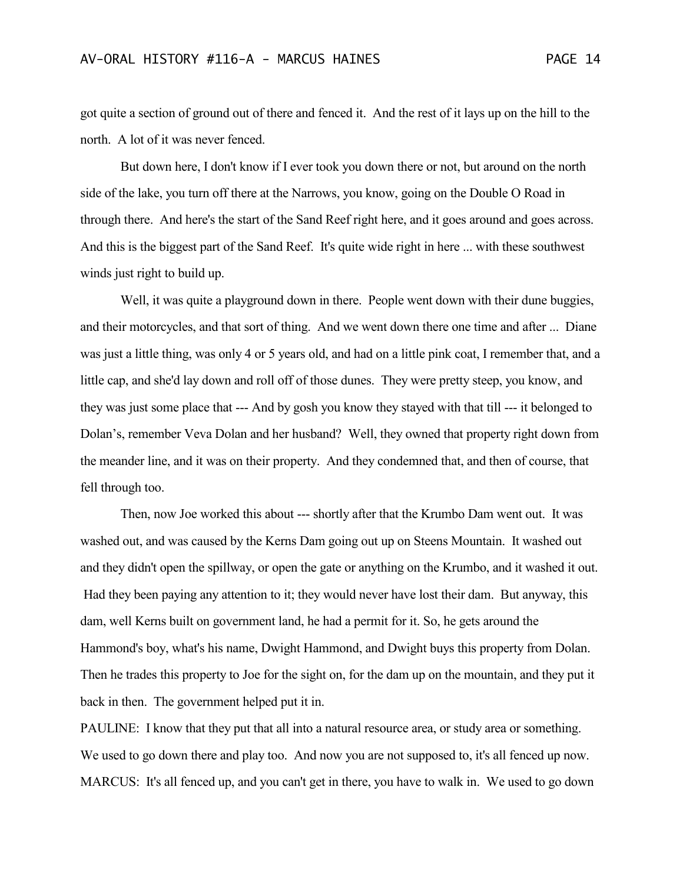got quite a section of ground out of there and fenced it. And the rest of it lays up on the hill to the north. A lot of it was never fenced.

But down here, I don't know if I ever took you down there or not, but around on the north side of the lake, you turn off there at the Narrows, you know, going on the Double O Road in through there. And here's the start of the Sand Reef right here, and it goes around and goes across. And this is the biggest part of the Sand Reef. It's quite wide right in here ... with these southwest winds just right to build up.

Well, it was quite a playground down in there. People went down with their dune buggies, and their motorcycles, and that sort of thing. And we went down there one time and after ... Diane was just a little thing, was only 4 or 5 years old, and had on a little pink coat, I remember that, and a little cap, and she'd lay down and roll off of those dunes. They were pretty steep, you know, and they was just some place that --- And by gosh you know they stayed with that till --- it belonged to Dolan's, remember Veva Dolan and her husband? Well, they owned that property right down from the meander line, and it was on their property. And they condemned that, and then of course, that fell through too.

Then, now Joe worked this about --- shortly after that the Krumbo Dam went out. It was washed out, and was caused by the Kerns Dam going out up on Steens Mountain. It washed out and they didn't open the spillway, or open the gate or anything on the Krumbo, and it washed it out. Had they been paying any attention to it; they would never have lost their dam. But anyway, this dam, well Kerns built on government land, he had a permit for it. So, he gets around the Hammond's boy, what's his name, Dwight Hammond, and Dwight buys this property from Dolan. Then he trades this property to Joe for the sight on, for the dam up on the mountain, and they put it back in then. The government helped put it in.

PAULINE: I know that they put that all into a natural resource area, or study area or something. We used to go down there and play too. And now you are not supposed to, it's all fenced up now.

MARCUS: It's all fenced up, and you can't get in there, you have to walk in. We used to go down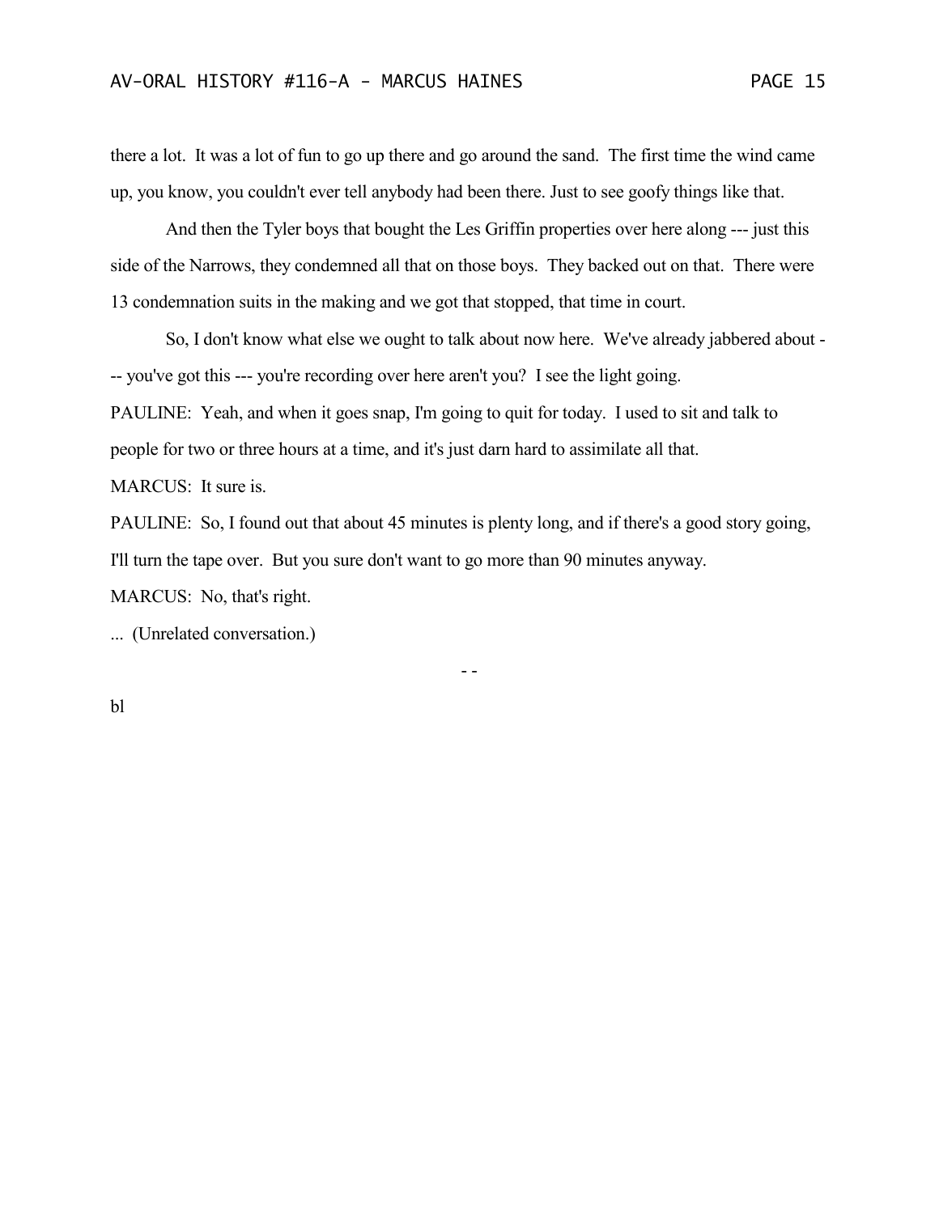there a lot. It was a lot of fun to go up there and go around the sand. The first time the wind came up, you know, you couldn't ever tell anybody had been there. Just to see goofy things like that.

And then the Tyler boys that bought the Les Griffin properties over here along --- just this side of the Narrows, they condemned all that on those boys. They backed out on that. There were 13 condemnation suits in the making and we got that stopped, that time in court.

So, I don't know what else we ought to talk about now here. We've already jabbered about --- you've got this --- you're recording over here aren't you? I see the light going.

PAULINE: Yeah, and when it goes snap, I'm going to quit for today. I used to sit and talk to people for two or three hours at a time, and it's just darn hard to assimilate all that.

MARCUS: It sure is.

PAULINE: So, I found out that about 45 minutes is plenty long, and if there's a good story going, I'll turn the tape over. But you sure don't want to go more than 90 minutes anyway.

MARCUS: No, that's right.

... (Unrelated conversation.)

- -

bl